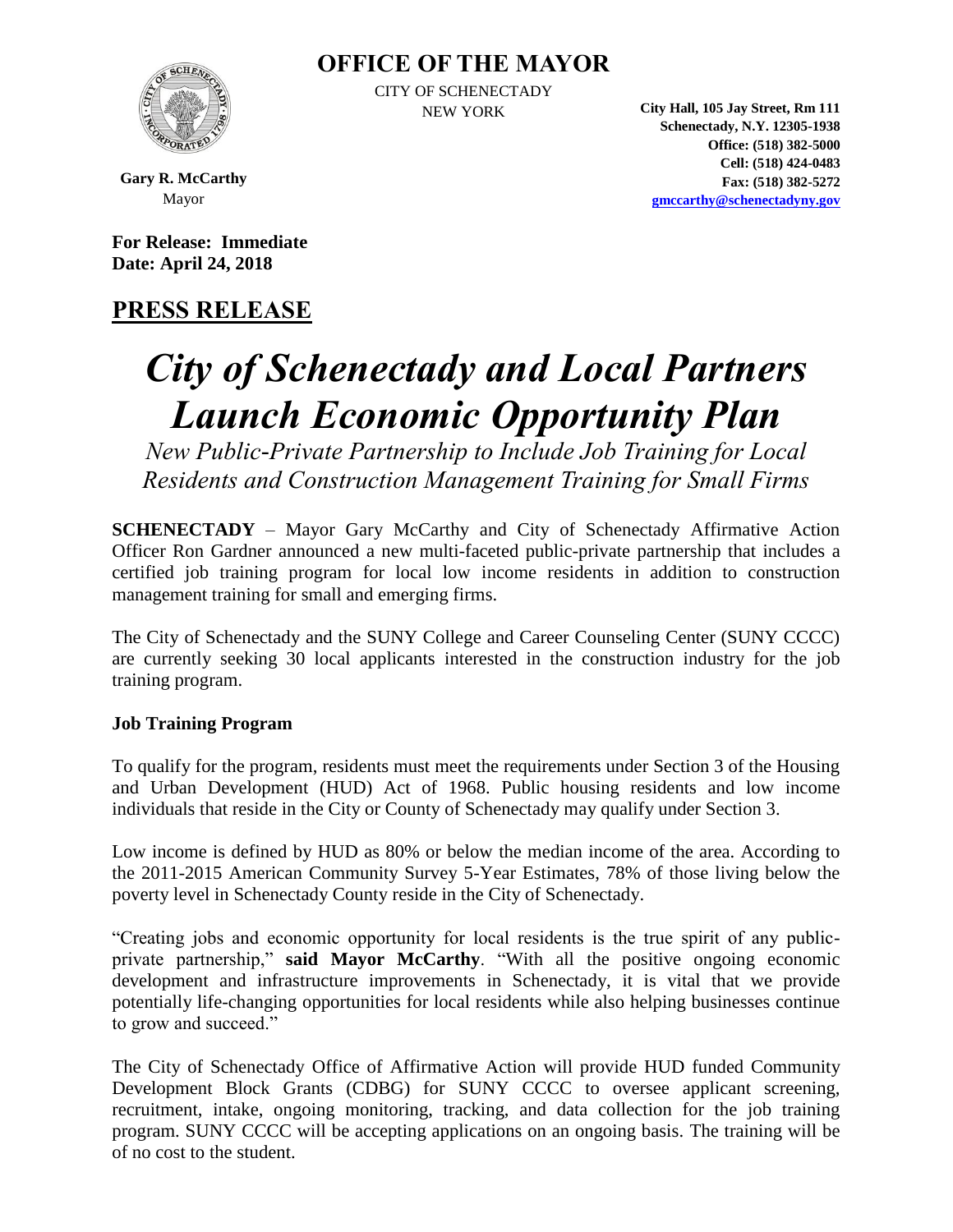# OFFICE OF THE MAYOR

CITY OF SCHENECTADY
NEW YORK

**Gary R. McCarthy**
Mayor

**City Hall, 105 Jay Street, Rm 111**
**Schenectady, N.Y. 12305-1938**
**Office: (518) 382-5000**
**Cell: (518) 424-0483**
**Fax: (518) 382-5272**
**gmccarthy@schenectadyny.gov**

**For Release: Immediate**
**Date: April 24, 2018**

## PRESS RELEASE

# *City of Schenectady and Local Partners Launch Economic Opportunity Plan*

*New Public-Private Partnership to Include Job Training for Local Residents and Construction Management Training for Small Firms*

**SCHENECTADY** – Mayor Gary McCarthy and City of Schenectady Affirmative Action Officer Ron Gardner announced a new multi-faceted public-private partnership that includes a certified job training program for local low income residents in addition to construction management training for small and emerging firms.

The City of Schenectady and the SUNY College and Career Counseling Center (SUNY CCCC) are currently seeking 30 local applicants interested in the construction industry for the job training program.

### Job Training Program

To qualify for the program, residents must meet the requirements under Section 3 of the Housing and Urban Development (HUD) Act of 1968. Public housing residents and low income individuals that reside in the City or County of Schenectady may qualify under Section 3.

Low income is defined by HUD as 80% or below the median income of the area. According to the 2011-2015 American Community Survey 5-Year Estimates, 78% of those living below the poverty level in Schenectady County reside in the City of Schenectady.

"Creating jobs and economic opportunity for local residents is the true spirit of any public-private partnership," **said Mayor McCarthy**. "With all the positive ongoing economic development and infrastructure improvements in Schenectady, it is vital that we provide potentially life-changing opportunities for local residents while also helping businesses continue to grow and succeed."

The City of Schenectady Office of Affirmative Action will provide HUD funded Community Development Block Grants (CDBG) for SUNY CCCC to oversee applicant screening, recruitment, intake, ongoing monitoring, tracking, and data collection for the job training program. SUNY CCCC will be accepting applications on an ongoing basis. The training will be of no cost to the student.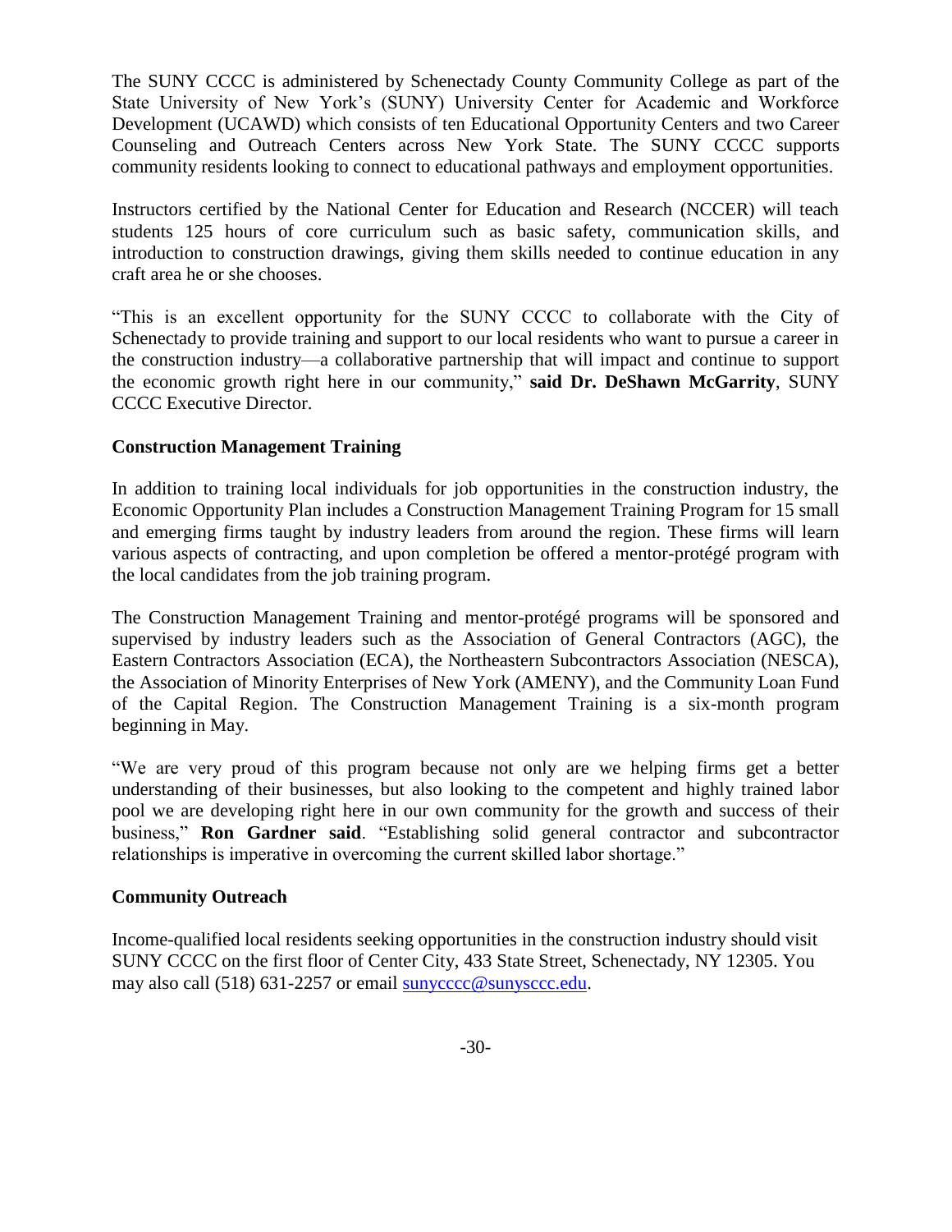The SUNY CCCC is administered by Schenectady County Community College as part of the State University of New York's (SUNY) University Center for Academic and Workforce Development (UCAWD) which consists of ten Educational Opportunity Centers and two Career Counseling and Outreach Centers across New York State. The SUNY CCCC supports community residents looking to connect to educational pathways and employment opportunities.

Instructors certified by the National Center for Education and Research (NCCER) will teach students 125 hours of core curriculum such as basic safety, communication skills, and introduction to construction drawings, giving them skills needed to continue education in any craft area he or she chooses.

"This is an excellent opportunity for the SUNY CCCC to collaborate with the City of Schenectady to provide training and support to our local residents who want to pursue a career in the construction industry—a collaborative partnership that will impact and continue to support the economic growth right here in our community," **said Dr. DeShawn McGarrity**, SUNY CCCC Executive Director.

**Construction Management Training**

In addition to training local individuals for job opportunities in the construction industry, the Economic Opportunity Plan includes a Construction Management Training Program for 15 small and emerging firms taught by industry leaders from around the region. These firms will learn various aspects of contracting, and upon completion be offered a mentor-protégé program with the local candidates from the job training program.

The Construction Management Training and mentor-protégé programs will be sponsored and supervised by industry leaders such as the Association of General Contractors (AGC), the Eastern Contractors Association (ECA), the Northeastern Subcontractors Association (NESCA), the Association of Minority Enterprises of New York (AMENY), and the Community Loan Fund of the Capital Region. The Construction Management Training is a six-month program beginning in May.

"We are very proud of this program because not only are we helping firms get a better understanding of their businesses, but also looking to the competent and highly trained labor pool we are developing right here in our own community for the growth and success of their business," **Ron Gardner said**. "Establishing solid general contractor and subcontractor relationships is imperative in overcoming the current skilled labor shortage."

**Community Outreach**

Income-qualified local residents seeking opportunities in the construction industry should visit SUNY CCCC on the first floor of Center City, 433 State Street, Schenectady, NY 12305. You may also call (518) 631-2257 or email sunycccc@sunysccc.edu.

-30-